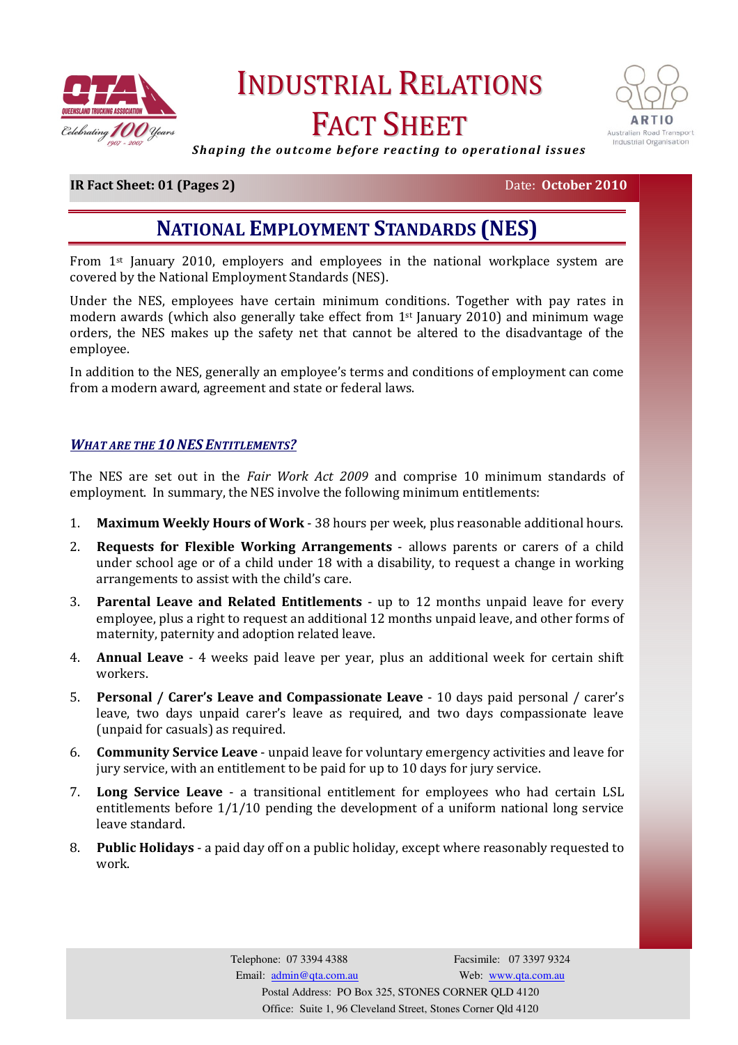# INDUSTRIAL RELATIONS FACT SHEET

*Shaping the outcome before reacting to operational issues*

**IR Fact Sheet: 01 (Pages 2)** Date: **October 2010**

## NATIONAL EMPLOYMENT STANDARDS (NES)

From 1st January 2010, employers and employees in the national workplace system are covered by the National Employment Standards (NES).

Under the NES, employees have certain minimum conditions. Together with pay rates in modern awards (which also generally take effect from 1st January 2010) and minimum wage orders, the NES makes up the safety net that cannot be altered to the disadvantage of the employee.

In addition to the NES, generally an employee's terms and conditions of employment can come from a modern award, agreement and state or federal laws.

### *WHAT ARE THE 10 NES ENTITLEMENTS?*

The NES are set out in the *Fair Work Act 2009* and comprise 10 minimum standards of employment. In summary, the NES involve the following minimum entitlements:

1. **Maximum Weekly Hours of Work** - 38 hours per week, plus reasonable additional hours.
2. **Requests for Flexible Working Arrangements** - allows parents or carers of a child under school age or of a child under 18 with a disability, to request a change in working arrangements to assist with the child's care.
3. **Parental Leave and Related Entitlements** - up to 12 months unpaid leave for every employee, plus a right to request an additional 12 months unpaid leave, and other forms of maternity, paternity and adoption related leave.
4. **Annual Leave** - 4 weeks paid leave per year, plus an additional week for certain shift workers.
5. **Personal / Carer's Leave and Compassionate Leave** - 10 days paid personal / carer's leave, two days unpaid carer's leave as required, and two days compassionate leave (unpaid for casuals) as required.
6. **Community Service Leave** - unpaid leave for voluntary emergency activities and leave for jury service, with an entitlement to be paid for up to 10 days for jury service.
7. **Long Service Leave** - a transitional entitlement for employees who had certain LSL entitlements before 1/1/10 pending the development of a uniform national long service leave standard.
8. **Public Holidays** - a paid day off on a public holiday, except where reasonably requested to work.

Telephone: 07 3394 4388 Facsimile: 07 3397 9324
Email: admin@qta.com.au Web: www.qta.com.au
Postal Address: PO Box 325, STONES CORNER QLD 4120
Office: Suite 1, 96 Cleveland Street, Stones Corner Qld 4120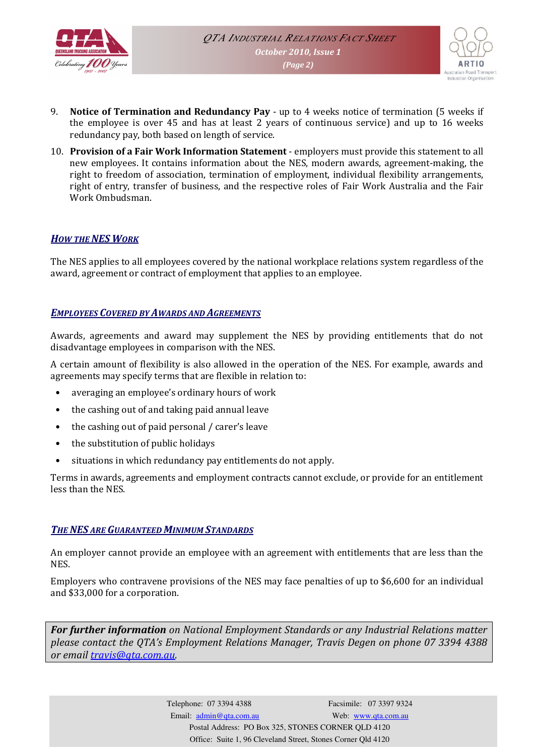9. **Notice of Termination and Redundancy Pay** - up to 4 weeks notice of termination (5 weeks if the employee is over 45 and has at least 2 years of continuous service) and up to 16 weeks redundancy pay, both based on length of service.
10. **Provision of a Fair Work Information Statement** - employers must provide this statement to all new employees. It contains information about the NES, modern awards, agreement-making, the right to freedom of association, termination of employment, individual flexibility arrangements, right of entry, transfer of business, and the respective roles of Fair Work Australia and the Fair Work Ombudsman.

## *How the NES Work*

The NES applies to all employees covered by the national workplace relations system regardless of the award, agreement or contract of employment that applies to an employee.

## *Employees Covered by Awards and Agreements*

Awards, agreements and award may supplement the NES by providing entitlements that do not disadvantage employees in comparison with the NES.

A certain amount of flexibility is also allowed in the operation of the NES. For example, awards and agreements may specify terms that are flexible in relation to:

- averaging an employee's ordinary hours of work
- the cashing out of and taking paid annual leave
- the cashing out of paid personal / carer's leave
- the substitution of public holidays
- situations in which redundancy pay entitlements do not apply.

Terms in awards, agreements and employment contracts cannot exclude, or provide for an entitlement less than the NES.

## *The NES are Guaranteed Minimum Standards*

An employer cannot provide an employee with an agreement with entitlements that are less than the NES.

Employers who contravene provisions of the NES may face penalties of up to $6,600 for an individual and $33,000 for a corporation.

***For further information*** *on National Employment Standards or any Industrial Relations matter please contact the QTA's Employment Relations Manager, Travis Degen on phone 07 3394 4388 or email travis@qta.com.au.*

Telephone: 07 3394 4388 Facsimile: 07 3397 9324
Email: admin@qta.com.au Web: www.qta.com.au
Postal Address: PO Box 325, STONES CORNER QLD 4120
Office: Suite 1, 96 Cleveland Street, Stones Corner Qld 4120